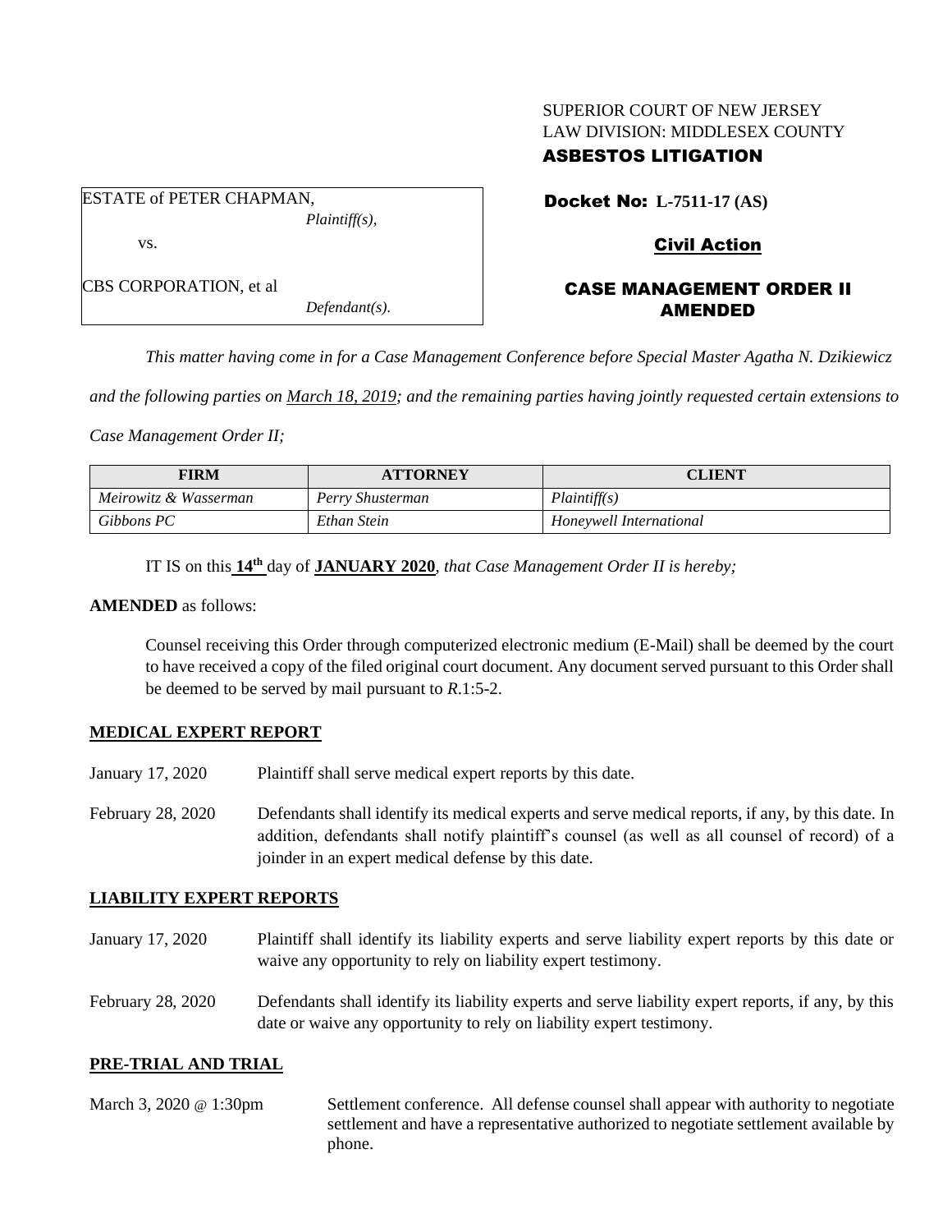SUPERIOR COURT OF NEW JERSEY
LAW DIVISION: MIDDLESEX COUNTY
**ASBESTOS LITIGATION**

ESTATE of PETER CHAPMAN,
*Plaintiff(s),*

vs.

CBS CORPORATION, et al
*Defendant(s).*

**Docket No: L-7511-17 (AS)**

**Civil Action**

## CASE MANAGEMENT ORDER II AMENDED

*This matter having come in for a Case Management Conference before Special Master Agatha N. Dzikiewicz and the following parties on March 18, 2019; and the remaining parties having jointly requested certain extensions to Case Management Order II;*

| FIRM | ATTORNEY | CLIENT |
|---|---|---|
| *Meirowitz & Wasserman* | *Perry Shusterman* | *Plaintiff(s)* |
| *Gibbons PC* | *Ethan Stein* | *Honeywell International* |

IT IS on this **14th** day of **JANUARY 2020**, *that Case Management Order II is hereby;*

**AMENDED** as follows:

Counsel receiving this Order through computerized electronic medium (E-Mail) shall be deemed by the court to have received a copy of the filed original court document. Any document served pursuant to this Order shall be deemed to be served by mail pursuant to *R*.1:5-2.

**MEDICAL EXPERT REPORT**

January 17, 2020 Plaintiff shall serve medical expert reports by this date.

February 28, 2020 Defendants shall identify its medical experts and serve medical reports, if any, by this date. In addition, defendants shall notify plaintiff's counsel (as well as all counsel of record) of a joinder in an expert medical defense by this date.

**LIABILITY EXPERT REPORTS**

January 17, 2020 Plaintiff shall identify its liability experts and serve liability expert reports by this date or waive any opportunity to rely on liability expert testimony.

February 28, 2020 Defendants shall identify its liability experts and serve liability expert reports, if any, by this date or waive any opportunity to rely on liability expert testimony.

**PRE-TRIAL AND TRIAL**

March 3, 2020 @ 1:30pm Settlement conference. All defense counsel shall appear with authority to negotiate settlement and have a representative authorized to negotiate settlement available by phone.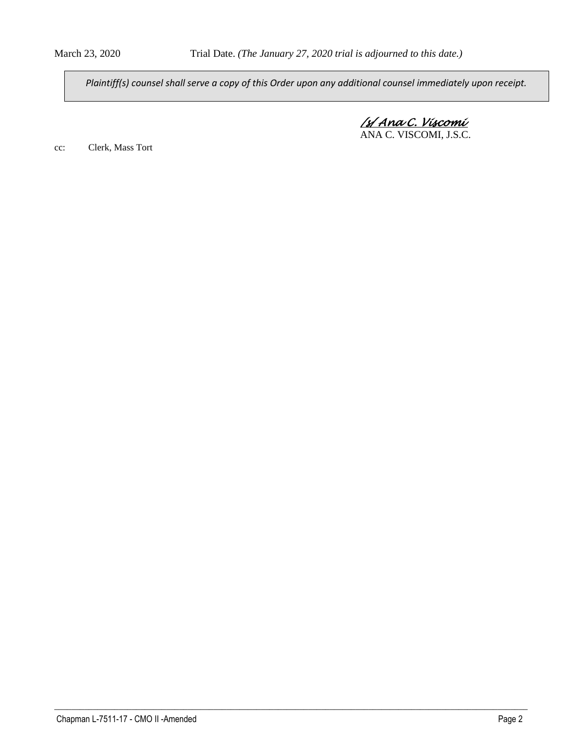March 23, 2020 Trial Date. *(The January 27, 2020 trial is adjourned to this date.)*

*Plaintiff(s) counsel shall serve a copy of this Order upon any additional counsel immediately upon receipt.*

*/s/ Ana C. Viscomi*
ANA C. VISCOMI, J.S.C.

cc: Clerk, Mass Tort